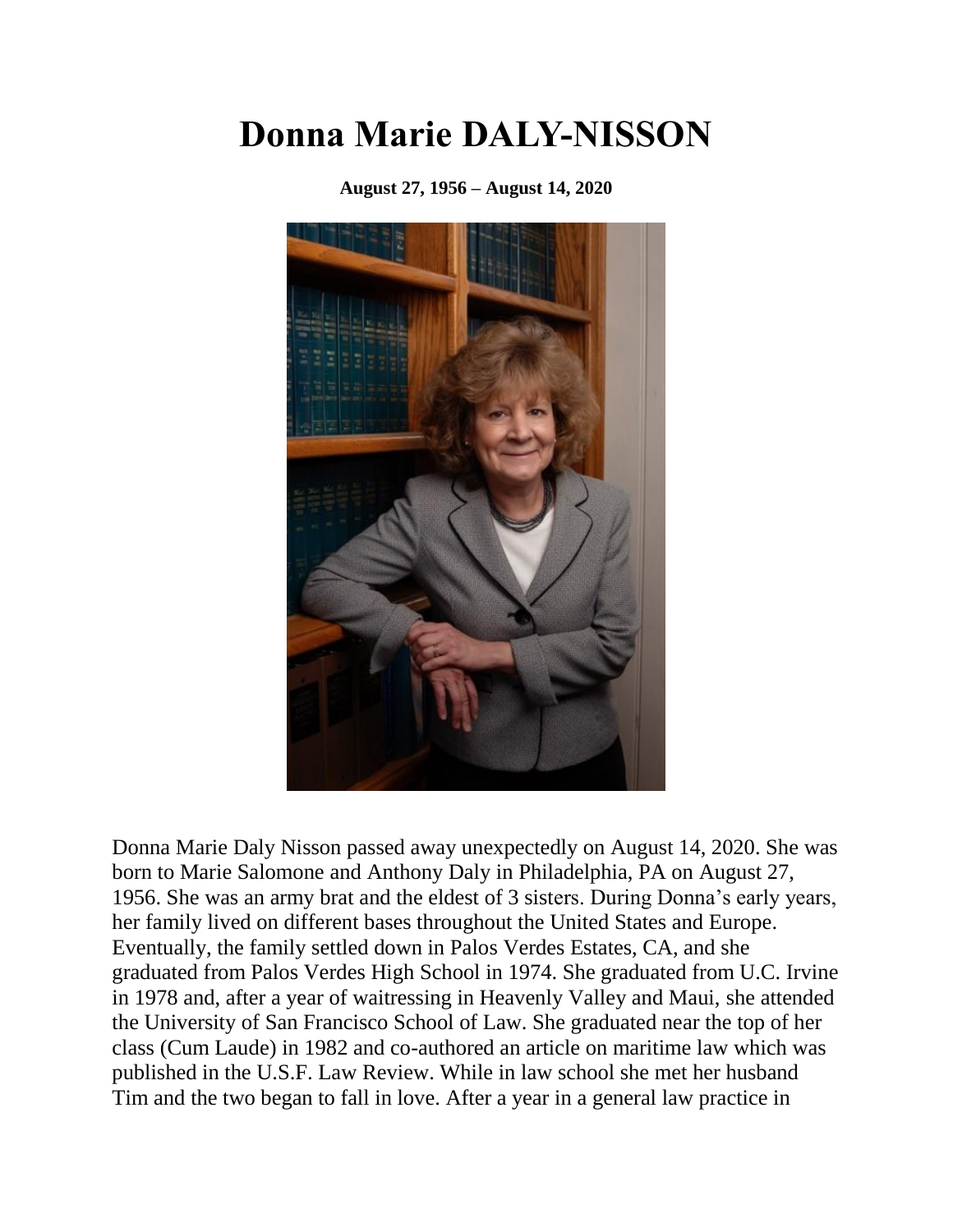# Donna Marie DALY-NISSON

**August 27, 1956 – August 14, 2020**

Donna Marie Daly Nisson passed away unexpectedly on August 14, 2020. She was born to Marie Salomone and Anthony Daly in Philadelphia, PA on August 27, 1956. She was an army brat and the eldest of 3 sisters. During Donna's early years, her family lived on different bases throughout the United States and Europe. Eventually, the family settled down in Palos Verdes Estates, CA, and she graduated from Palos Verdes High School in 1974. She graduated from U.C. Irvine in 1978 and, after a year of waitressing in Heavenly Valley and Maui, she attended the University of San Francisco School of Law. She graduated near the top of her class (Cum Laude) in 1982 and co-authored an article on maritime law which was published in the U.S.F. Law Review. While in law school she met her husband Tim and the two began to fall in love. After a year in a general law practice in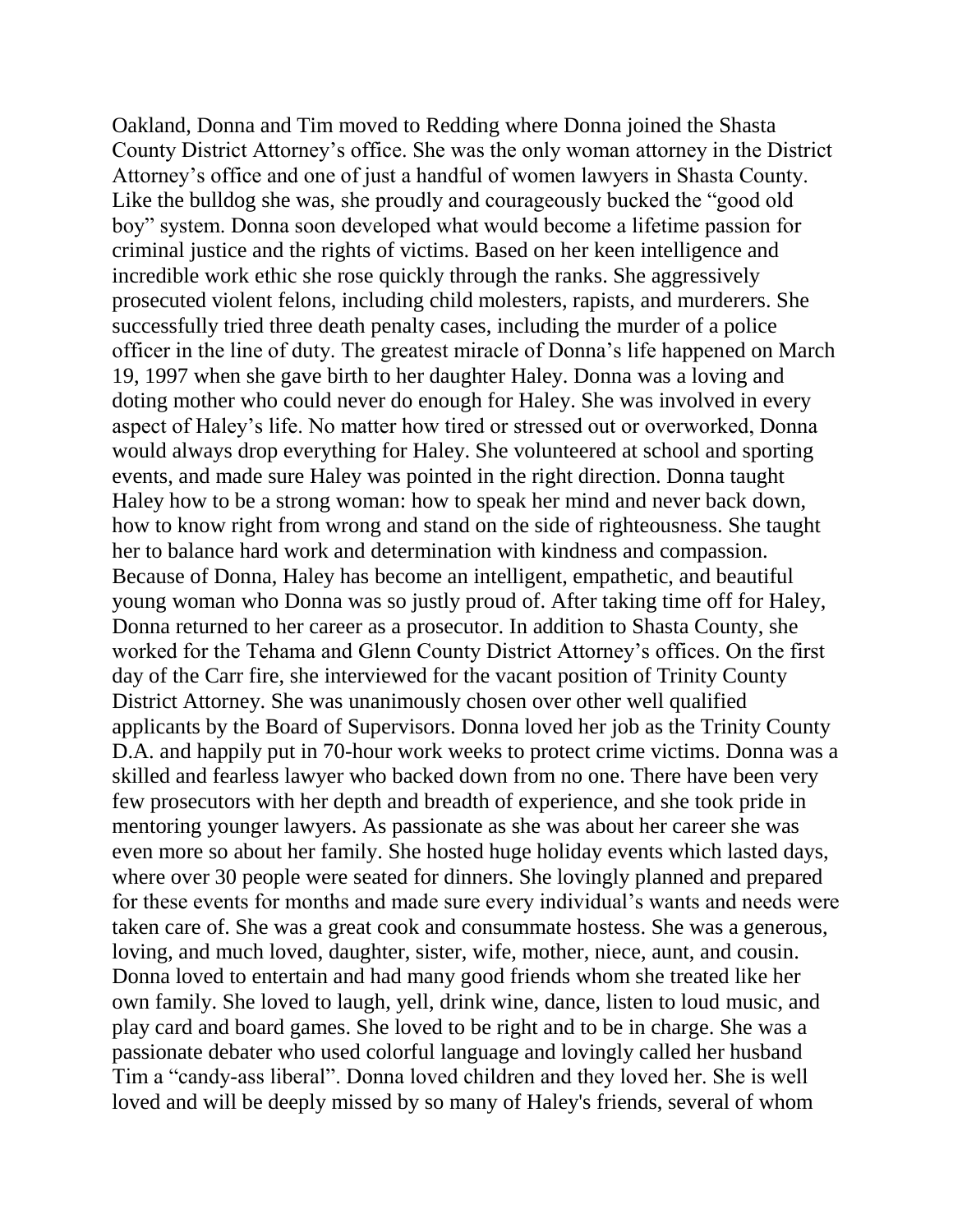Oakland, Donna and Tim moved to Redding where Donna joined the Shasta County District Attorney's office. She was the only woman attorney in the District Attorney's office and one of just a handful of women lawyers in Shasta County. Like the bulldog she was, she proudly and courageously bucked the "good old boy" system. Donna soon developed what would become a lifetime passion for criminal justice and the rights of victims. Based on her keen intelligence and incredible work ethic she rose quickly through the ranks. She aggressively prosecuted violent felons, including child molesters, rapists, and murderers. She successfully tried three death penalty cases, including the murder of a police officer in the line of duty. The greatest miracle of Donna's life happened on March 19, 1997 when she gave birth to her daughter Haley. Donna was a loving and doting mother who could never do enough for Haley. She was involved in every aspect of Haley's life. No matter how tired or stressed out or overworked, Donna would always drop everything for Haley. She volunteered at school and sporting events, and made sure Haley was pointed in the right direction. Donna taught Haley how to be a strong woman: how to speak her mind and never back down, how to know right from wrong and stand on the side of righteousness. She taught her to balance hard work and determination with kindness and compassion. Because of Donna, Haley has become an intelligent, empathetic, and beautiful young woman who Donna was so justly proud of. After taking time off for Haley, Donna returned to her career as a prosecutor. In addition to Shasta County, she worked for the Tehama and Glenn County District Attorney's offices. On the first day of the Carr fire, she interviewed for the vacant position of Trinity County District Attorney. She was unanimously chosen over other well qualified applicants by the Board of Supervisors. Donna loved her job as the Trinity County D.A. and happily put in 70-hour work weeks to protect crime victims. Donna was a skilled and fearless lawyer who backed down from no one. There have been very few prosecutors with her depth and breadth of experience, and she took pride in mentoring younger lawyers. As passionate as she was about her career she was even more so about her family. She hosted huge holiday events which lasted days, where over 30 people were seated for dinners. She lovingly planned and prepared for these events for months and made sure every individual's wants and needs were taken care of. She was a great cook and consummate hostess. She was a generous, loving, and much loved, daughter, sister, wife, mother, niece, aunt, and cousin. Donna loved to entertain and had many good friends whom she treated like her own family. She loved to laugh, yell, drink wine, dance, listen to loud music, and play card and board games. She loved to be right and to be in charge. She was a passionate debater who used colorful language and lovingly called her husband Tim a "candy-ass liberal". Donna loved children and they loved her. She is well loved and will be deeply missed by so many of Haley's friends, several of whom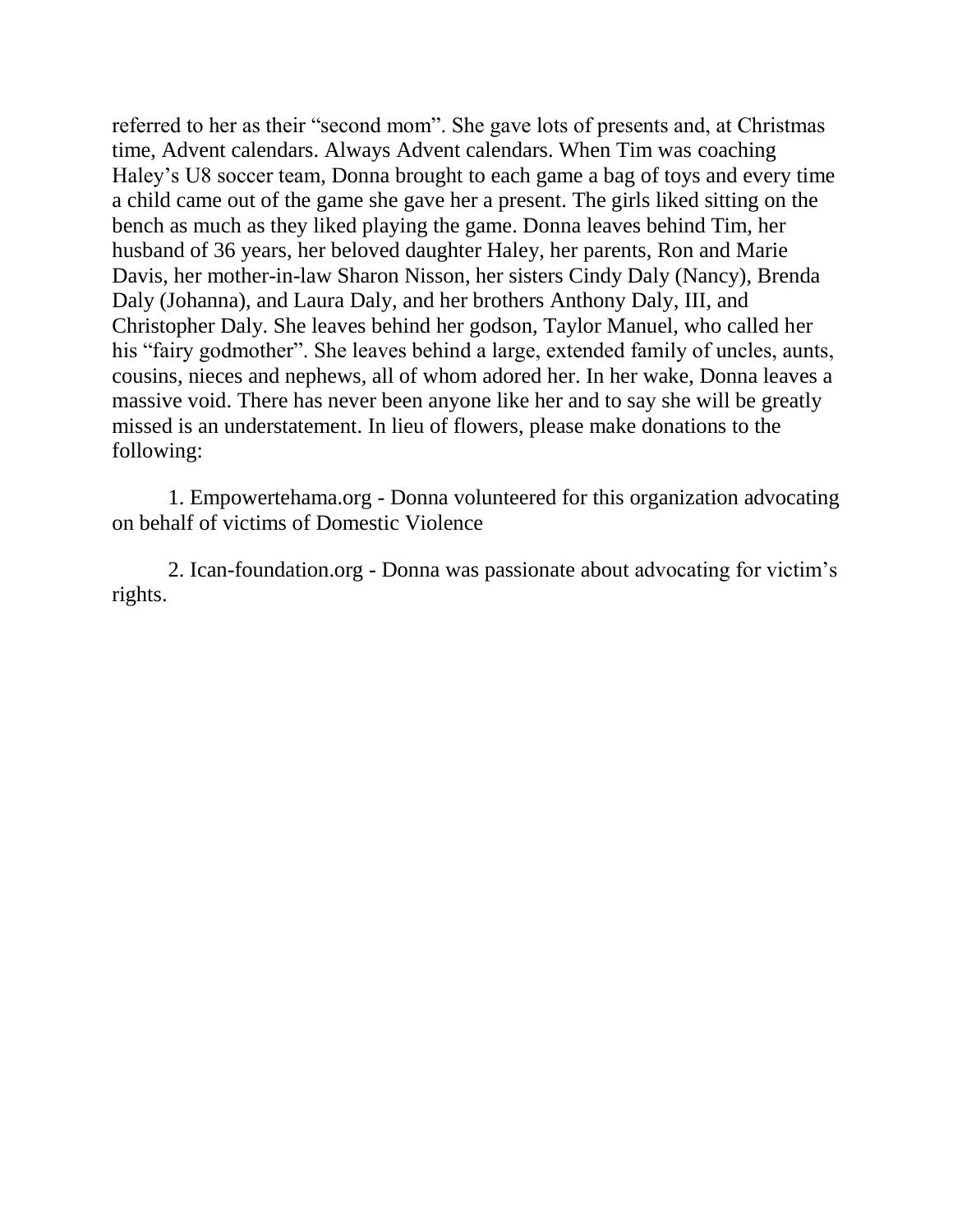referred to her as their "second mom". She gave lots of presents and, at Christmas time, Advent calendars. Always Advent calendars. When Tim was coaching Haley's U8 soccer team, Donna brought to each game a bag of toys and every time a child came out of the game she gave her a present. The girls liked sitting on the bench as much as they liked playing the game. Donna leaves behind Tim, her husband of 36 years, her beloved daughter Haley, her parents, Ron and Marie Davis, her mother-in-law Sharon Nisson, her sisters Cindy Daly (Nancy), Brenda Daly (Johanna), and Laura Daly, and her brothers Anthony Daly, III, and Christopher Daly. She leaves behind her godson, Taylor Manuel, who called her his "fairy godmother". She leaves behind a large, extended family of uncles, aunts, cousins, nieces and nephews, all of whom adored her. In her wake, Donna leaves a massive void. There has never been anyone like her and to say she will be greatly missed is an understatement. In lieu of flowers, please make donations to the following:

1. Empowertehama.org - Donna volunteered for this organization advocating on behalf of victims of Domestic Violence

2. Ican-foundation.org - Donna was passionate about advocating for victim's rights.